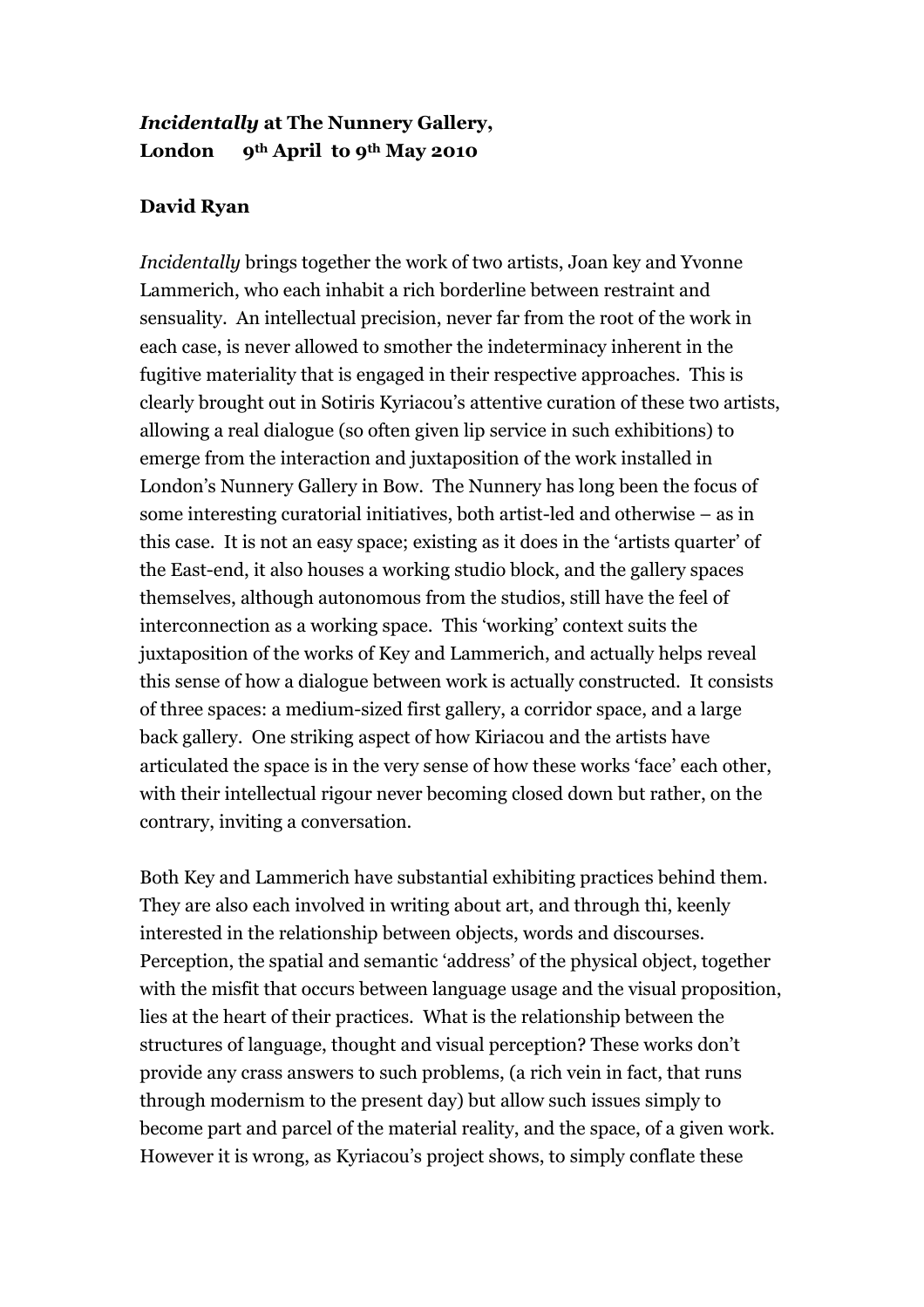# *Incidentally* at The Nunnery Gallery, London 9th April to 9th May 2010

**David Ryan**

*Incidentally* brings together the work of two artists, Joan key and Yvonne Lammerich, who each inhabit a rich borderline between restraint and sensuality. An intellectual precision, never far from the root of the work in each case, is never allowed to smother the indeterminacy inherent in the fugitive materiality that is engaged in their respective approaches. This is clearly brought out in Sotiris Kyriacou's attentive curation of these two artists, allowing a real dialogue (so often given lip service in such exhibitions) to emerge from the interaction and juxtaposition of the work installed in London's Nunnery Gallery in Bow. The Nunnery has long been the focus of some interesting curatorial initiatives, both artist-led and otherwise – as in this case. It is not an easy space; existing as it does in the 'artists quarter' of the East-end, it also houses a working studio block, and the gallery spaces themselves, although autonomous from the studios, still have the feel of interconnection as a working space. This 'working' context suits the juxtaposition of the works of Key and Lammerich, and actually helps reveal this sense of how a dialogue between work is actually constructed. It consists of three spaces: a medium-sized first gallery, a corridor space, and a large back gallery. One striking aspect of how Kiriacou and the artists have articulated the space is in the very sense of how these works 'face' each other, with their intellectual rigour never becoming closed down but rather, on the contrary, inviting a conversation.

Both Key and Lammerich have substantial exhibiting practices behind them. They are also each involved in writing about art, and through thi, keenly interested in the relationship between objects, words and discourses. Perception, the spatial and semantic 'address' of the physical object, together with the misfit that occurs between language usage and the visual proposition, lies at the heart of their practices. What is the relationship between the structures of language, thought and visual perception? These works don't provide any crass answers to such problems, (a rich vein in fact, that runs through modernism to the present day) but allow such issues simply to become part and parcel of the material reality, and the space, of a given work. However it is wrong, as Kyriacou's project shows, to simply conflate these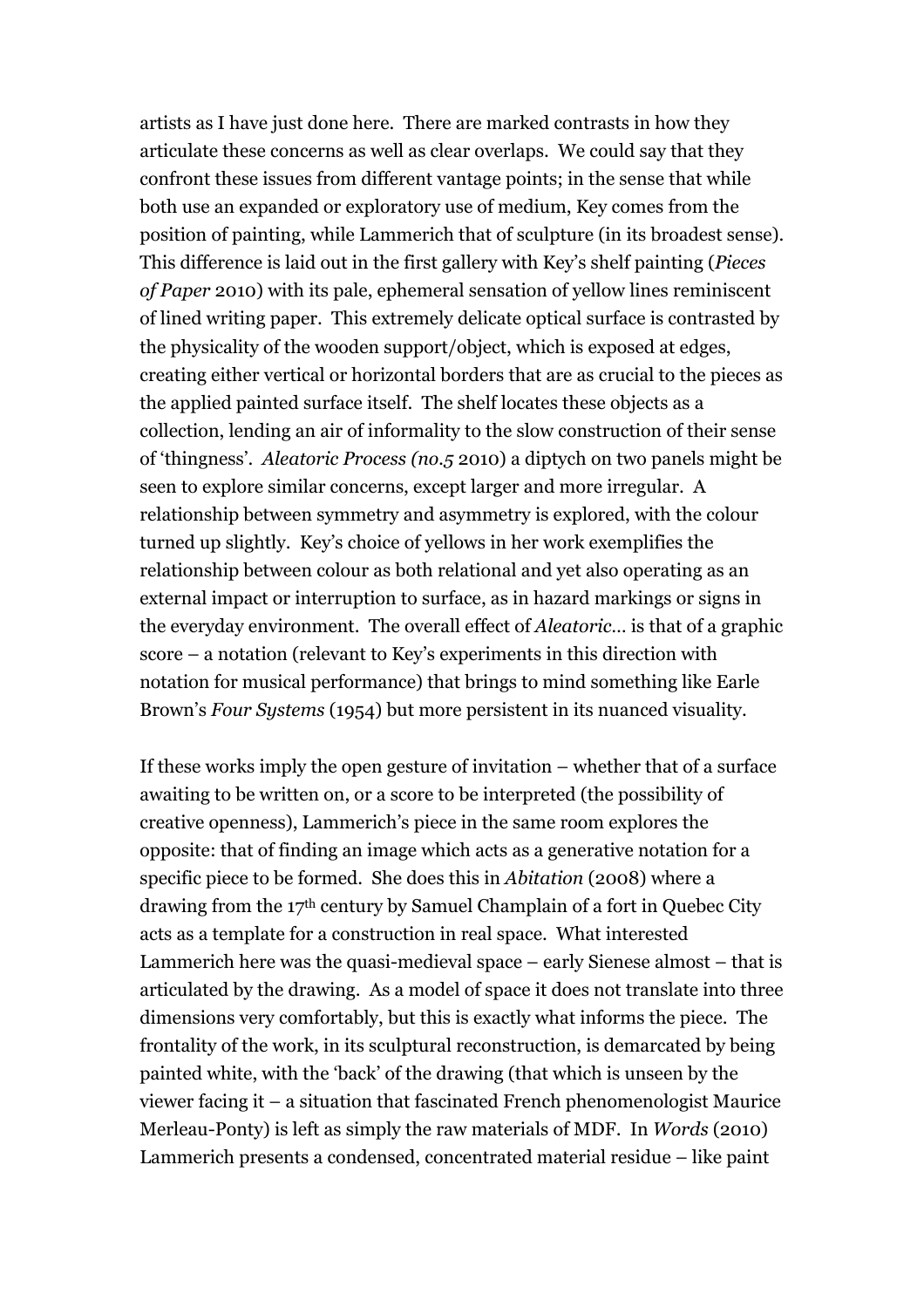artists as I have just done here. There are marked contrasts in how they articulate these concerns as well as clear overlaps. We could say that they confront these issues from different vantage points; in the sense that while both use an expanded or exploratory use of medium, Key comes from the position of painting, while Lammerich that of sculpture (in its broadest sense). This difference is laid out in the first gallery with Key's shelf painting (*Pieces of Paper* 2010) with its pale, ephemeral sensation of yellow lines reminiscent of lined writing paper. This extremely delicate optical surface is contrasted by the physicality of the wooden support/object, which is exposed at edges, creating either vertical or horizontal borders that are as crucial to the pieces as the applied painted surface itself. The shelf locates these objects as a collection, lending an air of informality to the slow construction of their sense of 'thingness'. *Aleatoric Process (no.5* 2010) a diptych on two panels might be seen to explore similar concerns, except larger and more irregular. A relationship between symmetry and asymmetry is explored, with the colour turned up slightly. Key's choice of yellows in her work exemplifies the relationship between colour as both relational and yet also operating as an external impact or interruption to surface, as in hazard markings or signs in the everyday environment. The overall effect of *Aleatoric…* is that of a graphic score – a notation (relevant to Key's experiments in this direction with notation for musical performance) that brings to mind something like Earle Brown's *Four Systems* (1954) but more persistent in its nuanced visuality.

If these works imply the open gesture of invitation – whether that of a surface awaiting to be written on, or a score to be interpreted (the possibility of creative openness), Lammerich's piece in the same room explores the opposite: that of finding an image which acts as a generative notation for a specific piece to be formed. She does this in *Abitation* (2008) where a drawing from the 17th century by Samuel Champlain of a fort in Quebec City acts as a template for a construction in real space. What interested Lammerich here was the quasi-medieval space – early Sienese almost – that is articulated by the drawing. As a model of space it does not translate into three dimensions very comfortably, but this is exactly what informs the piece. The frontality of the work, in its sculptural reconstruction, is demarcated by being painted white, with the 'back' of the drawing (that which is unseen by the viewer facing it – a situation that fascinated French phenomenologist Maurice Merleau-Ponty) is left as simply the raw materials of MDF. In *Words* (2010) Lammerich presents a condensed, concentrated material residue – like paint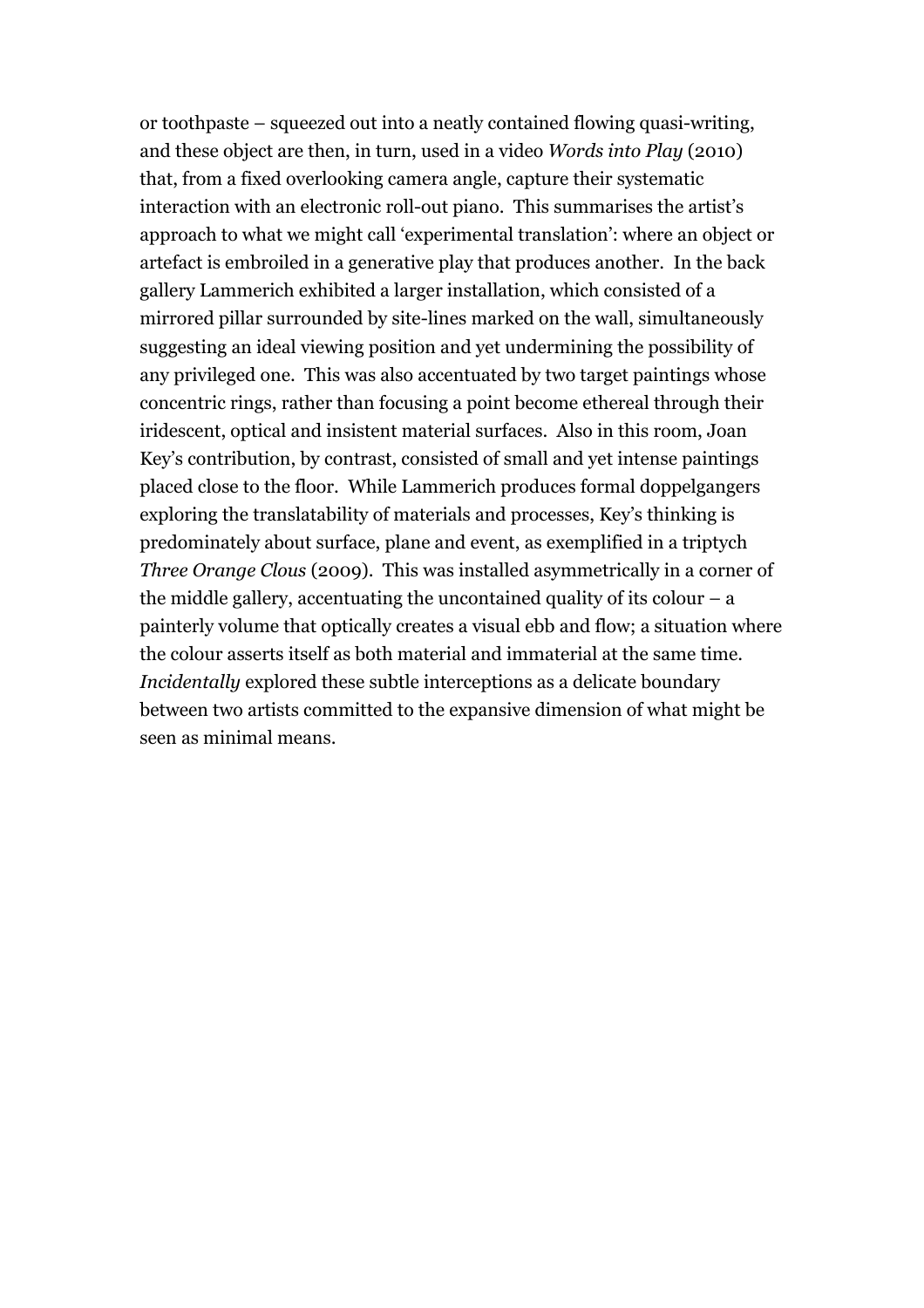or toothpaste – squeezed out into a neatly contained flowing quasi-writing, and these object are then, in turn, used in a video *Words into Play* (2010) that, from a fixed overlooking camera angle, capture their systematic interaction with an electronic roll-out piano. This summarises the artist's approach to what we might call 'experimental translation': where an object or artefact is embroiled in a generative play that produces another. In the back gallery Lammerich exhibited a larger installation, which consisted of a mirrored pillar surrounded by site-lines marked on the wall, simultaneously suggesting an ideal viewing position and yet undermining the possibility of any privileged one. This was also accentuated by two target paintings whose concentric rings, rather than focusing a point become ethereal through their iridescent, optical and insistent material surfaces. Also in this room, Joan Key's contribution, by contrast, consisted of small and yet intense paintings placed close to the floor. While Lammerich produces formal doppelgangers exploring the translatability of materials and processes, Key's thinking is predominately about surface, plane and event, as exemplified in a triptych *Three Orange Clous* (2009). This was installed asymmetrically in a corner of the middle gallery, accentuating the uncontained quality of its colour – a painterly volume that optically creates a visual ebb and flow; a situation where the colour asserts itself as both material and immaterial at the same time. *Incidentally* explored these subtle interceptions as a delicate boundary between two artists committed to the expansive dimension of what might be seen as minimal means.